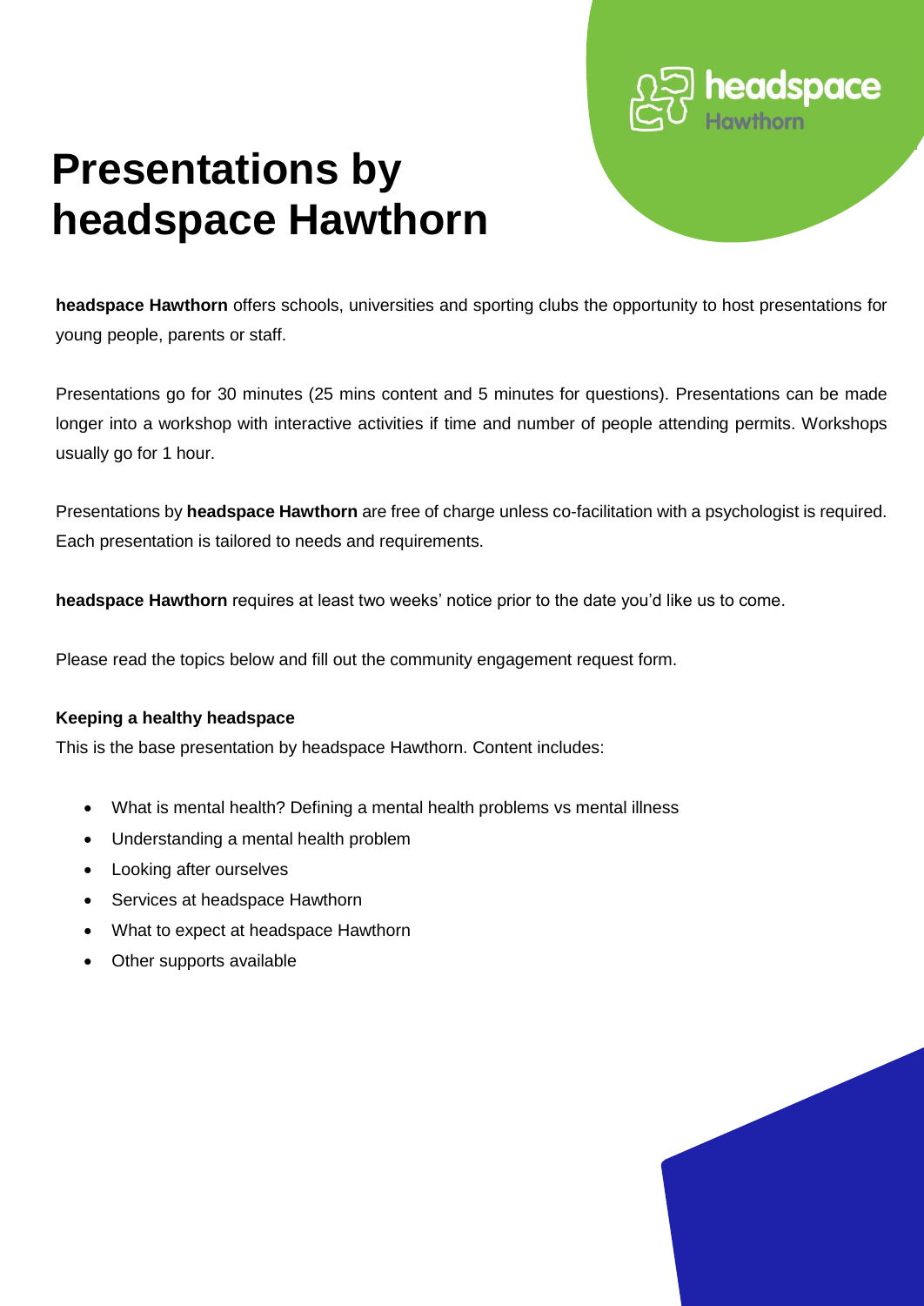# Presentations by headspace Hawthorn

**headspace Hawthorn** offers schools, universities and sporting clubs the opportunity to host presentations for young people, parents or staff.

Presentations go for 30 minutes (25 mins content and 5 minutes for questions). Presentations can be made longer into a workshop with interactive activities if time and number of people attending permits. Workshops usually go for 1 hour.

Presentations by **headspace Hawthorn** are free of charge unless co-facilitation with a psychologist is required. Each presentation is tailored to needs and requirements.

**headspace Hawthorn** requires at least two weeks' notice prior to the date you'd like us to come.

Please read the topics below and fill out the community engagement request form.

**Keeping a healthy headspace**

This is the base presentation by headspace Hawthorn. Content includes:

- What is mental health? Defining a mental health problems vs mental illness
- Understanding a mental health problem
- Looking after ourselves
- Services at headspace Hawthorn
- What to expect at headspace Hawthorn
- Other supports available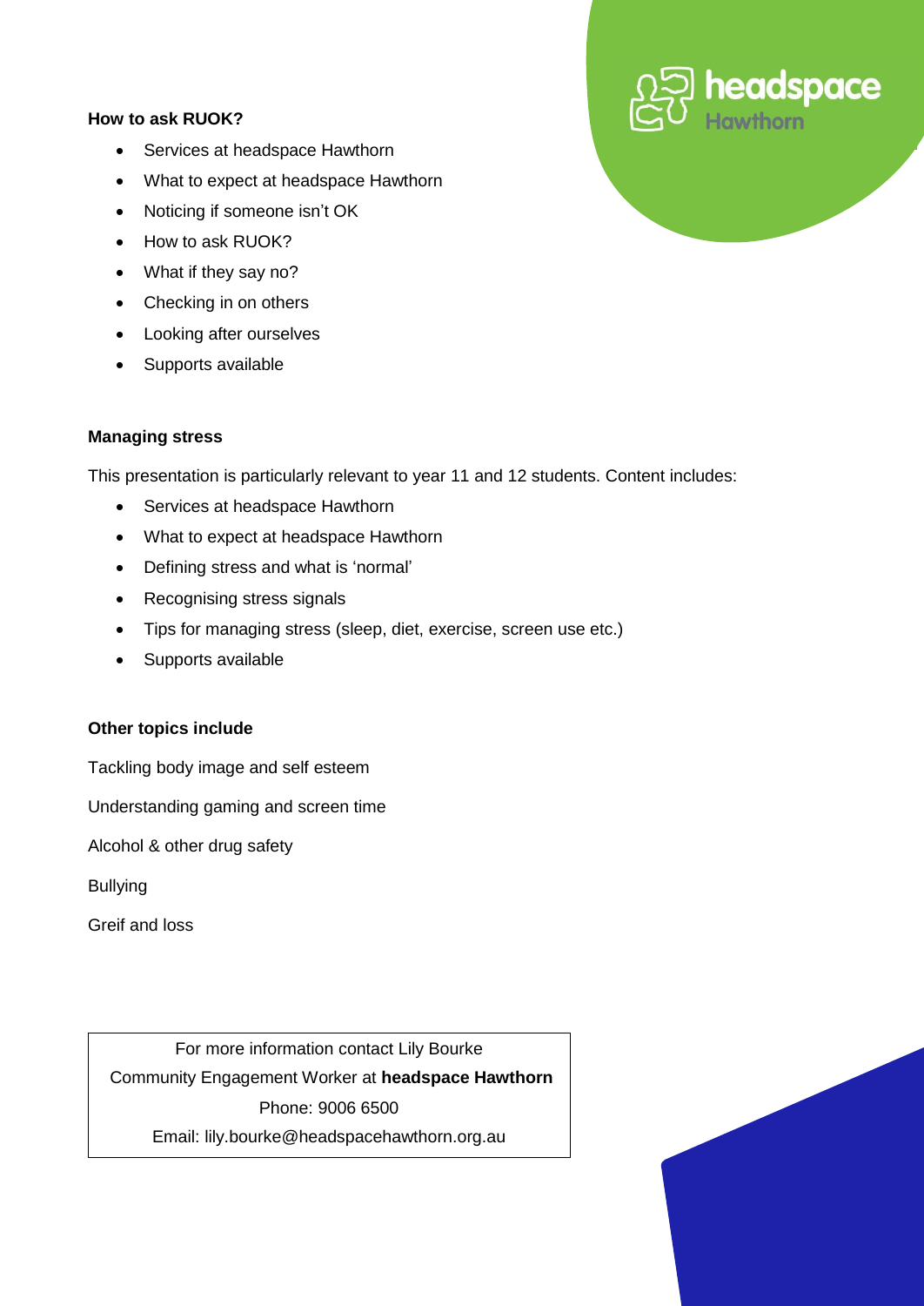**How to ask RUOK?**

- Services at headspace Hawthorn
- What to expect at headspace Hawthorn
- Noticing if someone isn't OK
- How to ask RUOK?
- What if they say no?
- Checking in on others
- Looking after ourselves
- Supports available

**Managing stress**

This presentation is particularly relevant to year 11 and 12 students. Content includes:

- Services at headspace Hawthorn
- What to expect at headspace Hawthorn
- Defining stress and what is 'normal'
- Recognising stress signals
- Tips for managing stress (sleep, diet, exercise, screen use etc.)
- Supports available

**Other topics include**

Tackling body image and self esteem

Understanding gaming and screen time

Alcohol & other drug safety

Bullying

Greif and loss

For more information contact Lily Bourke
Community Engagement Worker at **headspace Hawthorn**
Phone: 9006 6500
Email: lily.bourke@headspacehawthorn.org.au